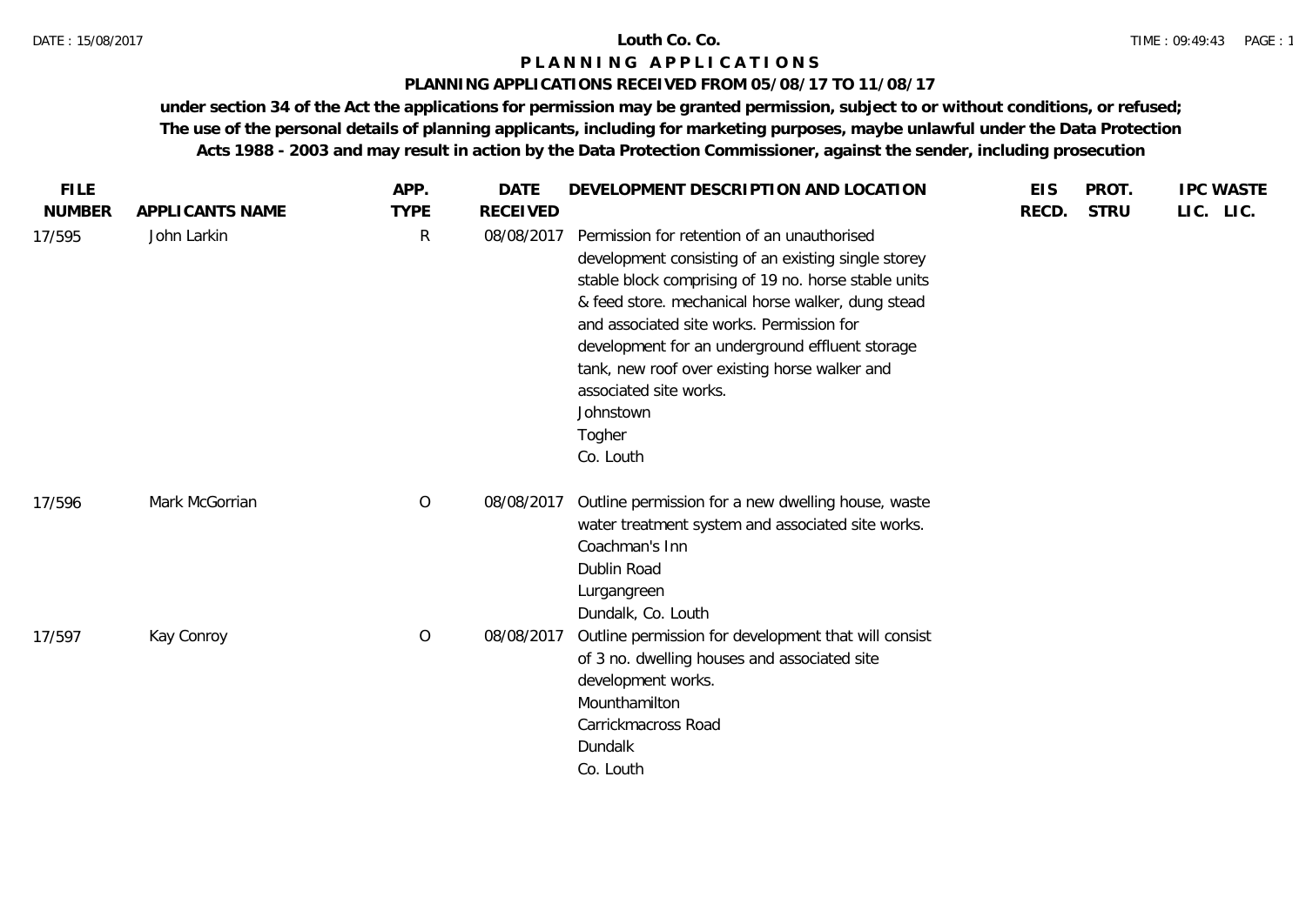# Louth Co. Co.

## PLANNING APPLICATIONS

### PLANNING APPLICATIONS RECEIVED FROM 05/08/17 TO 11/08/17

**under section 34 of the Act the applications for permission may be granted permission, subject to or without conditions, or refused; The use of the personal details of planning applicants, including for marketing purposes, maybe unlawful under the Data Protection Acts 1988 - 2003 and may result in action by the Data Protection Commissioner, against the sender, including prosecution**

| FILE NUMBER | APPLICANTS NAME | APP. TYPE | DATE RECEIVED | DEVELOPMENT DESCRIPTION AND LOCATION | EIS RECD. | PROT. STRU | IPC LIC. | WASTE LIC. |
|---|---|---|---|---|---|---|---|---|
| 17/595 | John Larkin | R | 08/08/2017 | Permission for retention of an unauthorised development consisting of an existing single storey stable block comprising of 19 no. horse stable units & feed store. mechanical horse walker, dung stead and associated site works. Permission for development for an underground effluent storage tank, new roof over existing horse walker and associated site works.<br>Johnstown<br>Togher<br>Co. Louth | | | | |
| 17/596 | Mark McGorrian | O | 08/08/2017 | Outline permission for a new dwelling house, waste water treatment system and associated site works.<br>Coachman's Inn<br>Dublin Road<br>Lurgangreen<br>Dundalk, Co. Louth | | | | |
| 17/597 | Kay Conroy | O | 08/08/2017 | Outline permission for development that will consist of 3 no. dwelling houses and associated site development works.<br>Mounthamilton<br>Carrickmacross Road<br>Dundalk<br>Co. Louth | | | | |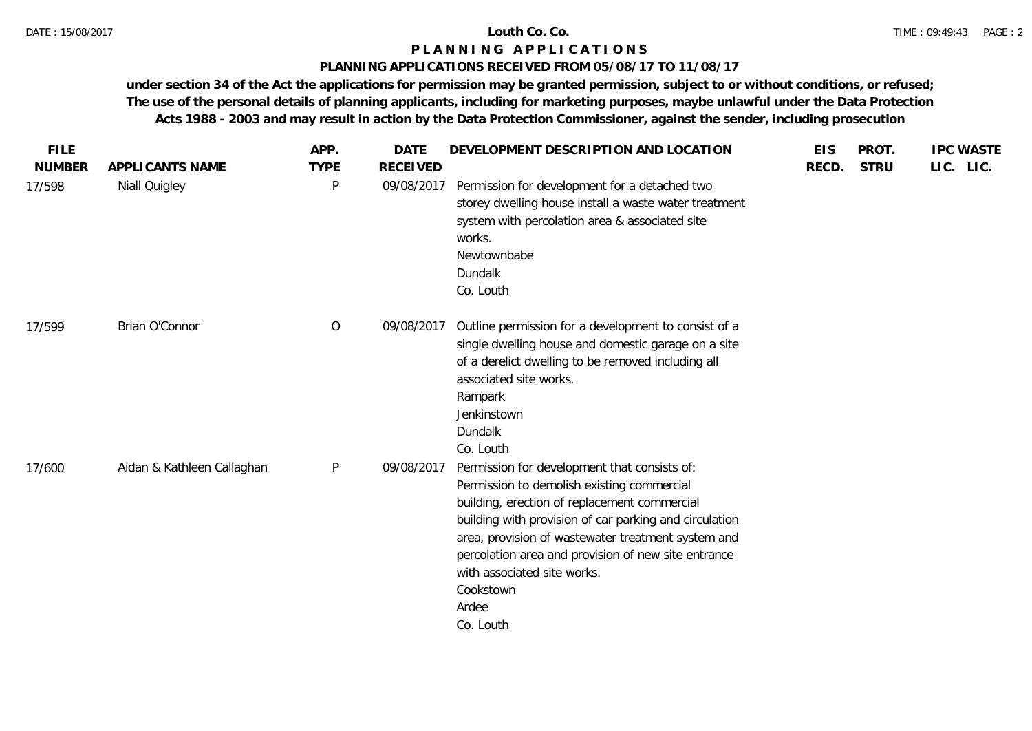# Louth Co. Co.

## P L A N N I N G   A P P L I C A T I O N S

### PLANNING APPLICATIONS RECEIVED FROM 05/08/17 TO 11/08/17

**under section 34 of the Act the applications for permission may be granted permission, subject to or without conditions, or refused; The use of the personal details of planning applicants, including for marketing purposes, maybe unlawful under the Data Protection Acts 1988 - 2003 and may result in action by the Data Protection Commissioner, against the sender, including prosecution**

| FILE NUMBER | APPLICANTS NAME | APP. TYPE | DATE RECEIVED | DEVELOPMENT DESCRIPTION AND LOCATION | EIS RECD. | PROT. STRU | IPC LIC. | WASTE LIC. |
|---|---|---|---|---|---|---|---|---|
| 17/598 | Niall Quigley | P | 09/08/2017 | Permission for development for a detached two storey dwelling house install a waste water treatment system with percolation area & associated site works.<br>Newtownbabe<br>Dundalk<br>Co. Louth | | | | |
| 17/599 | Brian O'Connor | O | 09/08/2017 | Outline permission for a development to consist of a single dwelling house and domestic garage on a site of a derelict dwelling to be removed including all associated site works.<br>Rampark<br>Jenkinstown<br>Dundalk<br>Co. Louth | | | | |
| 17/600 | Aidan & Kathleen Callaghan | P | 09/08/2017 | Permission for development that consists of: Permission to demolish existing commercial building, erection of replacement commercial building with provision of car parking and circulation area, provision of wastewater treatment system and percolation area and provision of new site entrance with associated site works.<br>Cookstown<br>Ardee<br>Co. Louth | | | | |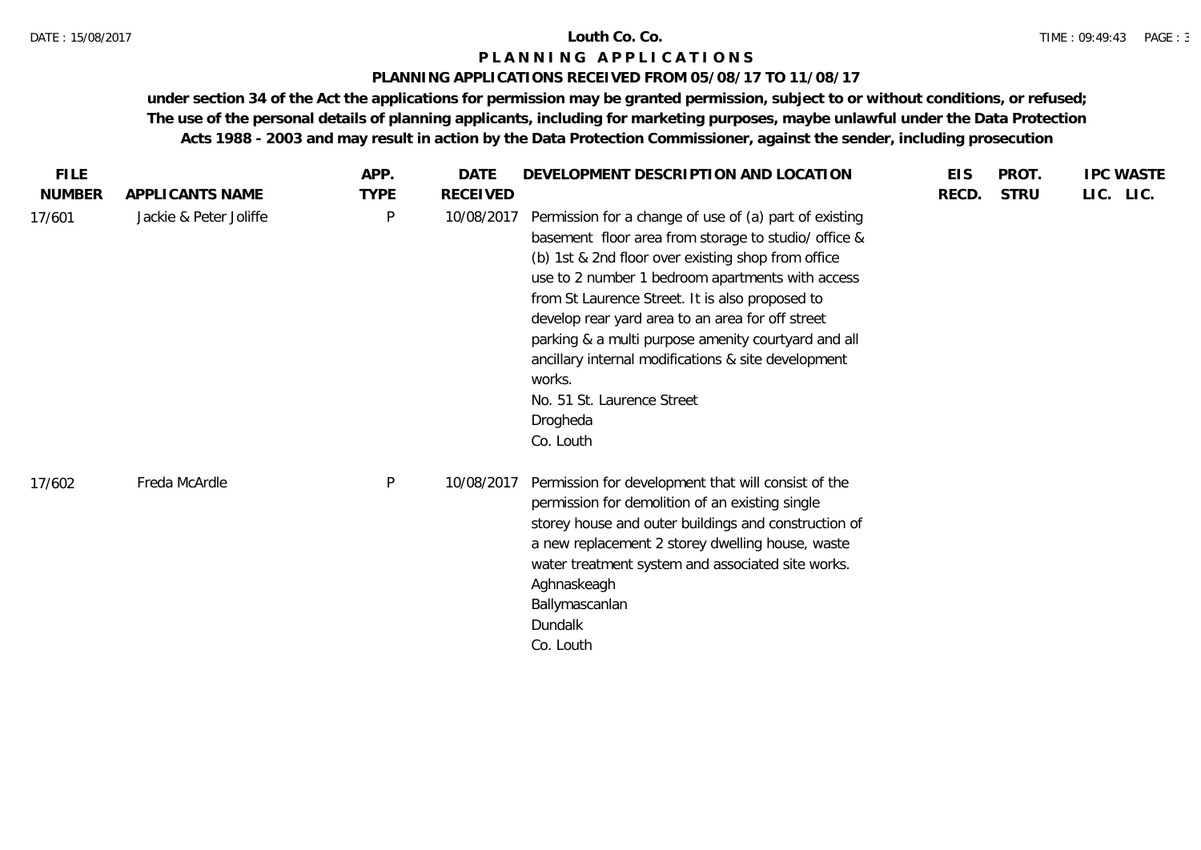**Louth Co. Co.**

# P L A N N I N G   A P P L I C A T I O N S

## PLANNING APPLICATIONS RECEIVED FROM 05/08/17 TO 11/08/17

**under section 34 of the Act the applications for permission may be granted permission, subject to or without conditions, or refused; The use of the personal details of planning applicants, including for marketing purposes, maybe unlawful under the Data Protection Acts 1988 - 2003 and may result in action by the Data Protection Commissioner, against the sender, including prosecution**

| FILE NUMBER | APPLICANTS NAME | APP. TYPE | DATE RECEIVED | DEVELOPMENT DESCRIPTION AND LOCATION | EIS RECD. | PROT. STRU | IPC LIC. | WASTE LIC. |
|---|---|---|---|---|---|---|---|---|
| 17/601 | Jackie & Peter Joliffe | P | 10/08/2017 | Permission for a change of use of (a) part of existing basement floor area from storage to studio/ office & (b) 1st & 2nd floor over existing shop from office use to 2 number 1 bedroom apartments with access from St Laurence Street. It is also proposed to develop rear yard area to an area for off street parking & a multi purpose amenity courtyard and all ancillary internal modifications & site development works.<br>No. 51 St. Laurence Street<br>Drogheda<br>Co. Louth | | | | |
| 17/602 | Freda McArdle | P | 10/08/2017 | Permission for development that will consist of the permission for demolition of an existing single storey house and outer buildings and construction of a new replacement 2 storey dwelling house, waste water treatment system and associated site works.<br>Aghnaskeagh<br>Ballymascanlan<br>Dundalk<br>Co. Louth | | | | |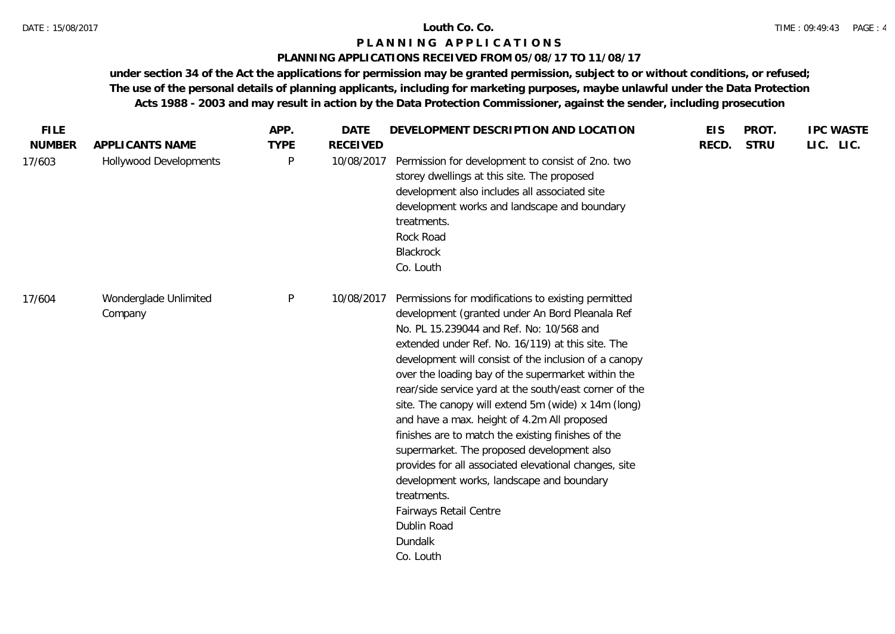**Louth Co. Co.**

# PLANNING APPLICATIONS

## PLANNING APPLICATIONS RECEIVED FROM 05/08/17 TO 11/08/17

**under section 34 of the Act the applications for permission may be granted permission, subject to or without conditions, or refused; The use of the personal details of planning applicants, including for marketing purposes, maybe unlawful under the Data Protection Acts 1988 - 2003 and may result in action by the Data Protection Commissioner, against the sender, including prosecution**

| FILE NUMBER | APPLICANTS NAME | APP. TYPE | DATE RECEIVED | DEVELOPMENT DESCRIPTION AND LOCATION | EIS RECD. | PROT. STRU | IPC LIC. | WASTE LIC. |
|---|---|---|---|---|---|---|---|---|
| 17/603 | Hollywood Developments | P | 10/08/2017 | Permission for development to consist of 2no. two storey dwellings at this site. The proposed development also includes all associated site development works and landscape and boundary treatments. Rock Road Blackrock Co. Louth | | | | |
| 17/604 | Wonderglade Unlimited Company | P | 10/08/2017 | Permissions for modifications to existing permitted development (granted under An Bord Pleanala Ref No. PL 15.239044 and Ref. No: 10/568 and extended under Ref. No. 16/119) at this site. The development will consist of the inclusion of a canopy over the loading bay of the supermarket within the rear/side service yard at the south/east corner of the site. The canopy will extend 5m (wide) x 14m (long) and have a max. height of 4.2m All proposed finishes are to match the existing finishes of the supermarket. The proposed development also provides for all associated elevational changes, site development works, landscape and boundary treatments. Fairways Retail Centre Dublin Road Dundalk Co. Louth | | | | |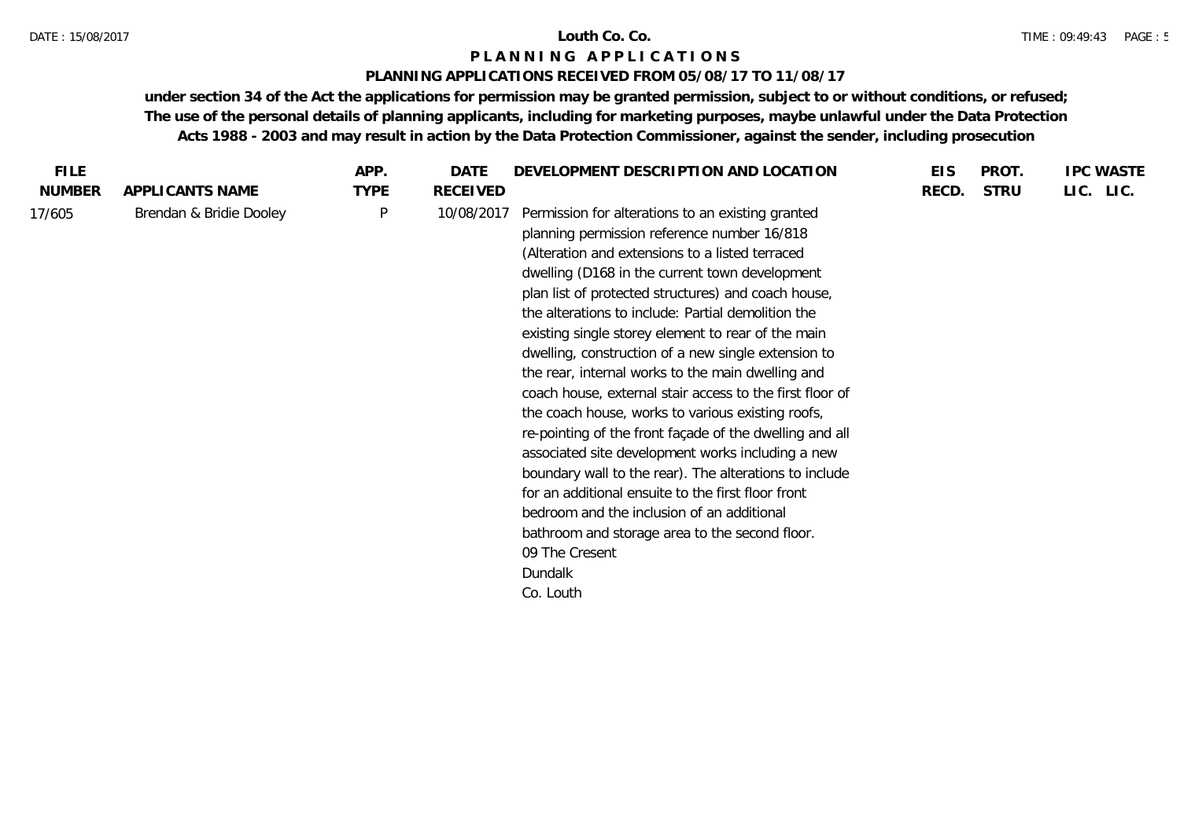# Louth Co. Co.

## P L A N N I N G   A P P L I C A T I O N S

### PLANNING APPLICATIONS RECEIVED FROM 05/08/17 TO 11/08/17

**under section 34 of the Act the applications for permission may be granted permission, subject to or without conditions, or refused; The use of the personal details of planning applicants, including for marketing purposes, maybe unlawful under the Data Protection Acts 1988 - 2003 and may result in action by the Data Protection Commissioner, against the sender, including prosecution**

| FILE NUMBER | APPLICANTS NAME | APP. TYPE | DATE RECEIVED | DEVELOPMENT DESCRIPTION AND LOCATION | EIS RECD. | PROT. STRU | IPC LIC. | WASTE LIC. |
|---|---|---|---|---|---|---|---|---|
| 17/605 | Brendan & Bridie Dooley | P | 10/08/2017 | Permission for alterations to an existing granted planning permission reference number 16/818 (Alteration and extensions to a listed terraced dwelling (D168 in the current town development plan list of protected structures) and coach house, the alterations to include: Partial demolition the existing single storey element to rear of the main dwelling, construction of a new single extension to the rear, internal works to the main dwelling and coach house, external stair access to the first floor of the coach house, works to various existing roofs, re-pointing of the front façade of the dwelling and all associated site development works including a new boundary wall to the rear). The alterations to include for an additional ensuite to the first floor front bedroom and the inclusion of an additional bathroom and storage area to the second floor. 09 The Cresent Dundalk Co. Louth | | | | |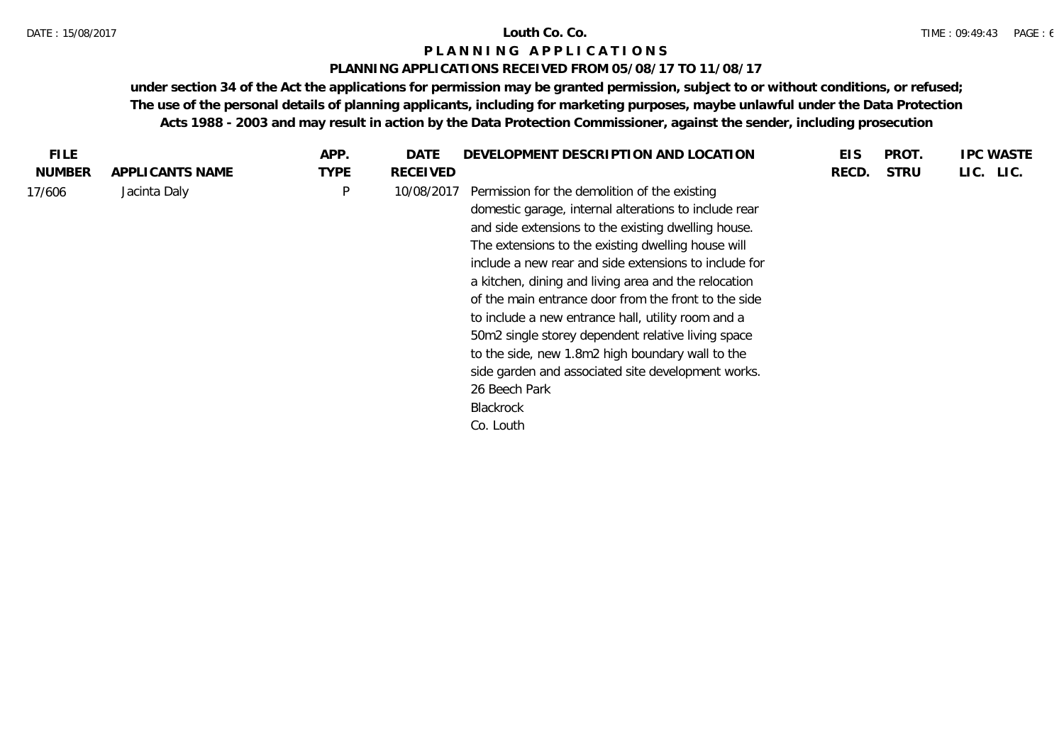**Louth Co. Co.**

**P L A N N I N G   A P P L I C A T I O N S**

**PLANNING APPLICATIONS RECEIVED FROM 05/08/17 TO 11/08/17**

**under section 34 of the Act the applications for permission may be granted permission, subject to or without conditions, or refused; The use of the personal details of planning applicants, including for marketing purposes, maybe unlawful under the Data Protection Acts 1988 - 2003 and may result in action by the Data Protection Commissioner, against the sender, including prosecution**

| FILE NUMBER | APPLICANTS NAME | APP. TYPE | DATE RECEIVED | DEVELOPMENT DESCRIPTION AND LOCATION | EIS RECD. | PROT. STRU | IPC LIC. | WASTE LIC. |
|---|---|---|---|---|---|---|---|---|
| 17/606 | Jacinta Daly | P | 10/08/2017 | Permission for the demolition of the existing domestic garage, internal alterations to include rear and side extensions to the existing dwelling house. The extensions to the existing dwelling house will include a new rear and side extensions to include for a kitchen, dining and living area and the relocation of the main entrance door from the front to the side to include a new entrance hall, utility room and a 50m2 single storey dependent relative living space to the side, new 1.8m2 high boundary wall to the side garden and associated site development works. 26 Beech Park Blackrock Co. Louth | | | | |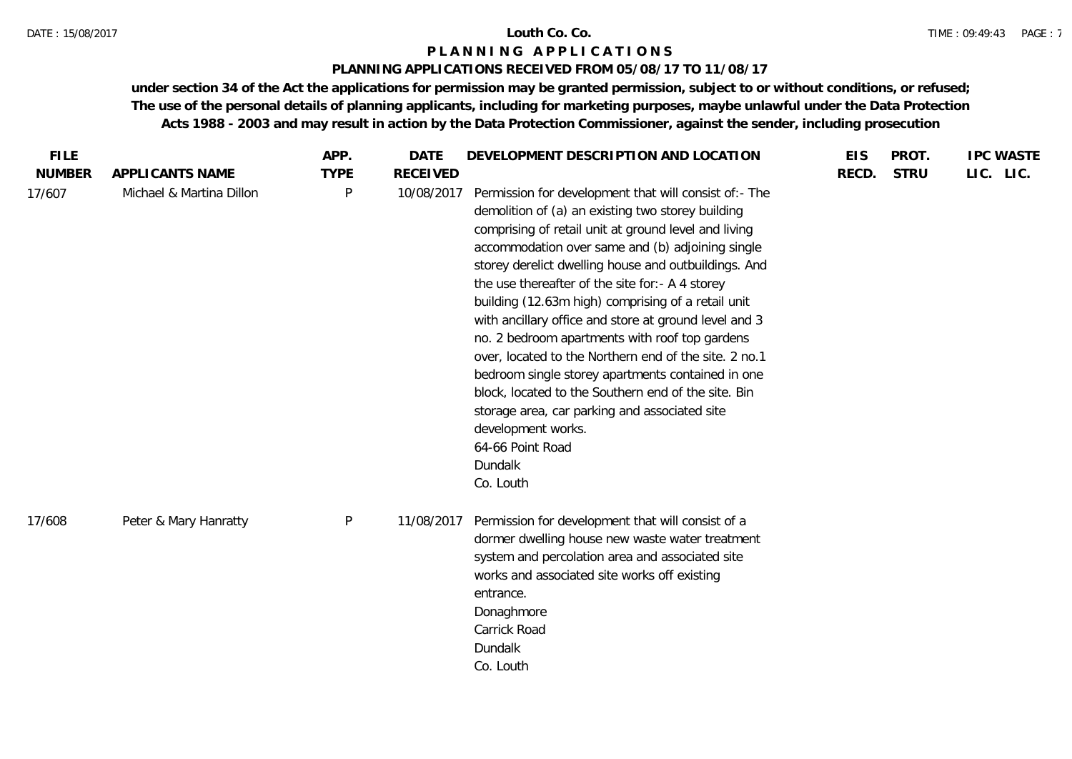**Louth Co. Co.**

**P L A N N I N G A P P L I C A T I O N S**

**PLANNING APPLICATIONS RECEIVED FROM 05/08/17 TO 11/08/17**

**under section 34 of the Act the applications for permission may be granted permission, subject to or without conditions, or refused; The use of the personal details of planning applicants, including for marketing purposes, maybe unlawful under the Data Protection Acts 1988 - 2003 and may result in action by the Data Protection Commissioner, against the sender, including prosecution**

| FILE NUMBER | APPLICANTS NAME | APP. TYPE | DATE RECEIVED | DEVELOPMENT DESCRIPTION AND LOCATION | EIS RECD. | PROT. STRU | IPC LIC. | WASTE LIC. |
|---|---|---|---|---|---|---|---|---|
| 17/607 | Michael & Martina Dillon | P | 10/08/2017 | Permission for development that will consist of:- The demolition of (a) an existing two storey building comprising of retail unit at ground level and living accommodation over same and (b) adjoining single storey derelict dwelling house and outbuildings. And the use thereafter of the site for:- A 4 storey building (12.63m high) comprising of a retail unit with ancillary office and store at ground level and 3 no. 2 bedroom apartments with roof top gardens over, located to the Northern end of the site. 2 no.1 bedroom single storey apartments contained in one block, located to the Southern end of the site. Bin storage area, car parking and associated site development works.<br>64-66 Point Road<br>Dundalk<br>Co. Louth | | | | |
| 17/608 | Peter & Mary Hanratty | P | 11/08/2017 | Permission for development that will consist of a dormer dwelling house new waste water treatment system and percolation area and associated site works and associated site works off existing entrance.<br>Donaghmore<br>Carrick Road<br>Dundalk<br>Co. Louth | | | | |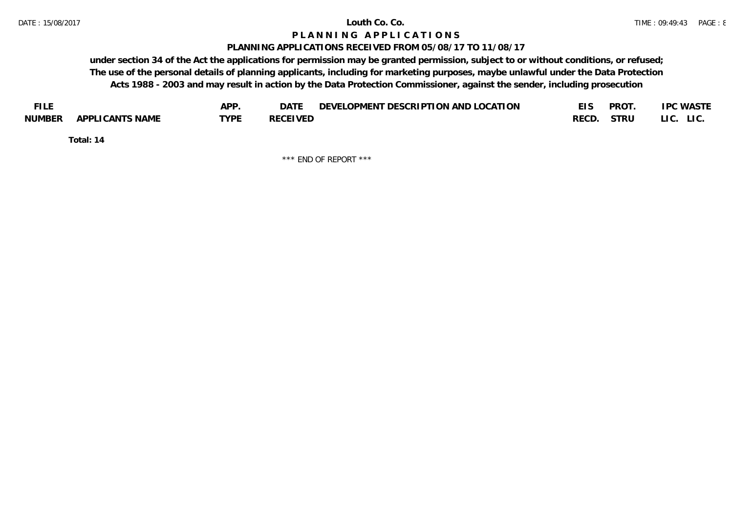# Louth Co. Co.

## PLANNING APPLICATIONS

### PLANNING APPLICATIONS RECEIVED FROM 05/08/17 TO 11/08/17

**under section 34 of the Act the applications for permission may be granted permission, subject to or without conditions, or refused; The use of the personal details of planning applicants, including for marketing purposes, maybe unlawful under the Data Protection Acts 1988 - 2003 and may result in action by the Data Protection Commissioner, against the sender, including prosecution**

| FILE NUMBER | APPLICANTS NAME | APP. TYPE | DATE RECEIVED | DEVELOPMENT DESCRIPTION AND LOCATION | EIS RECD. | PROT. STRU | IPC LIC. | WASTE LIC. |
|---|---|---|---|---|---|---|---|---|

**Total: 14**

\*\*\* END OF REPORT \*\*\*